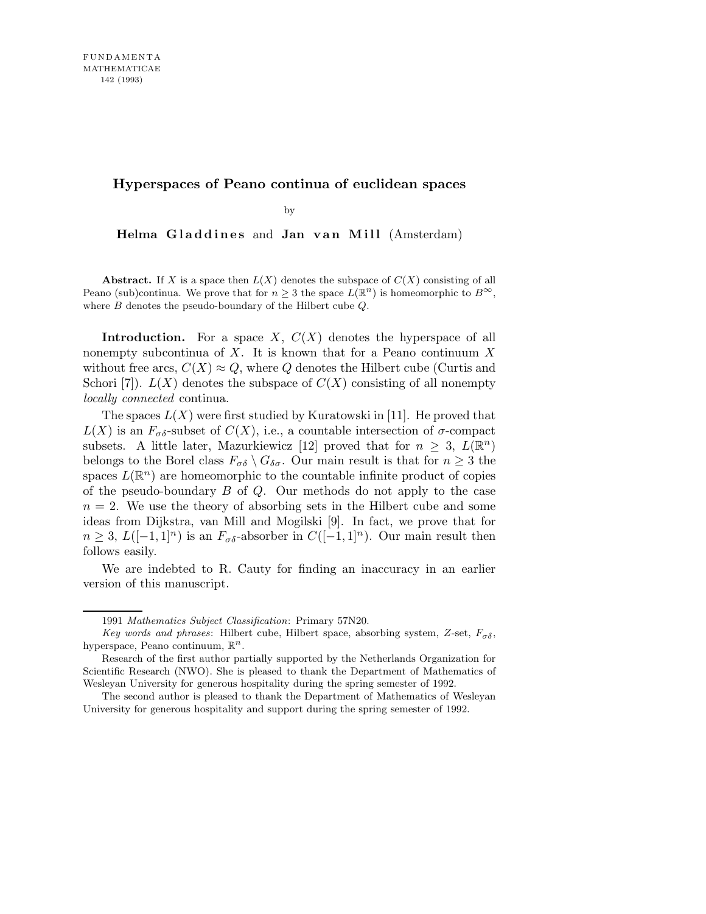FUNDAMENTA MATHEMATICAE 142 (1993)

# Hyperspaces of Peano continua of euclidean spaces

by

**Helma Gladdines** and **Jan van Mill** (Amsterdam)

**Abstract.** If $X$ is a space then $L(X)$ denotes the subspace of $C(X)$ consisting of all Peano (sub)continua. We prove that for $n \geq 3$ the space $L(\mathbb{R}^n)$ is homeomorphic to $B^\infty$, where $B$ denotes the pseudo-boundary of the Hilbert cube $Q$.

**Introduction.** For a space $X$, $C(X)$ denotes the hyperspace of all nonempty subcontinua of $X$. It is known that for a Peano continuum $X$ without free arcs, $C(X) \approx Q$, where $Q$ denotes the Hilbert cube (Curtis and Schori [7]). $L(X)$ denotes the subspace of $C(X)$ consisting of all nonempty *locally connected* continua.

The spaces $L(X)$ were first studied by Kuratowski in [11]. He proved that $L(X)$ is an $F_{\sigma\delta}$-subset of $C(X)$, i.e., a countable intersection of $\sigma$-compact subsets. A little later, Mazurkiewicz [12] proved that for $n \geq 3$, $L(\mathbb{R}^n)$ belongs to the Borel class $F_{\sigma\delta} \setminus G_{\delta\sigma}$. Our main result is that for $n \geq 3$ the spaces $L(\mathbb{R}^n)$ are homeomorphic to the countable infinite product of copies of the pseudo-boundary $B$ of $Q$. Our methods do not apply to the case $n = 2$. We use the theory of absorbing sets in the Hilbert cube and some ideas from Dijkstra, van Mill and Mogilski [9]. In fact, we prove that for $n \geq 3$, $L([-1,1]^n)$ is an $F_{\sigma\delta}$-absorber in $C([-1,1]^n)$. Our main result then follows easily.

We are indebted to R. Cauty for finding an inaccuracy in an earlier version of this manuscript.

---

1991 *Mathematics Subject Classification*: Primary 57N20.

*Key words and phrases*: Hilbert cube, Hilbert space, absorbing system, $Z$-set, $F_{\sigma\delta}$, hyperspace, Peano continuum, $\mathbb{R}^n$.

Research of the first author partially supported by the Netherlands Organization for Scientific Research (NWO). She is pleased to thank the Department of Mathematics of Wesleyan University for generous hospitality during the spring semester of 1992.

The second author is pleased to thank the Department of Mathematics of Wesleyan University for generous hospitality and support during the spring semester of 1992.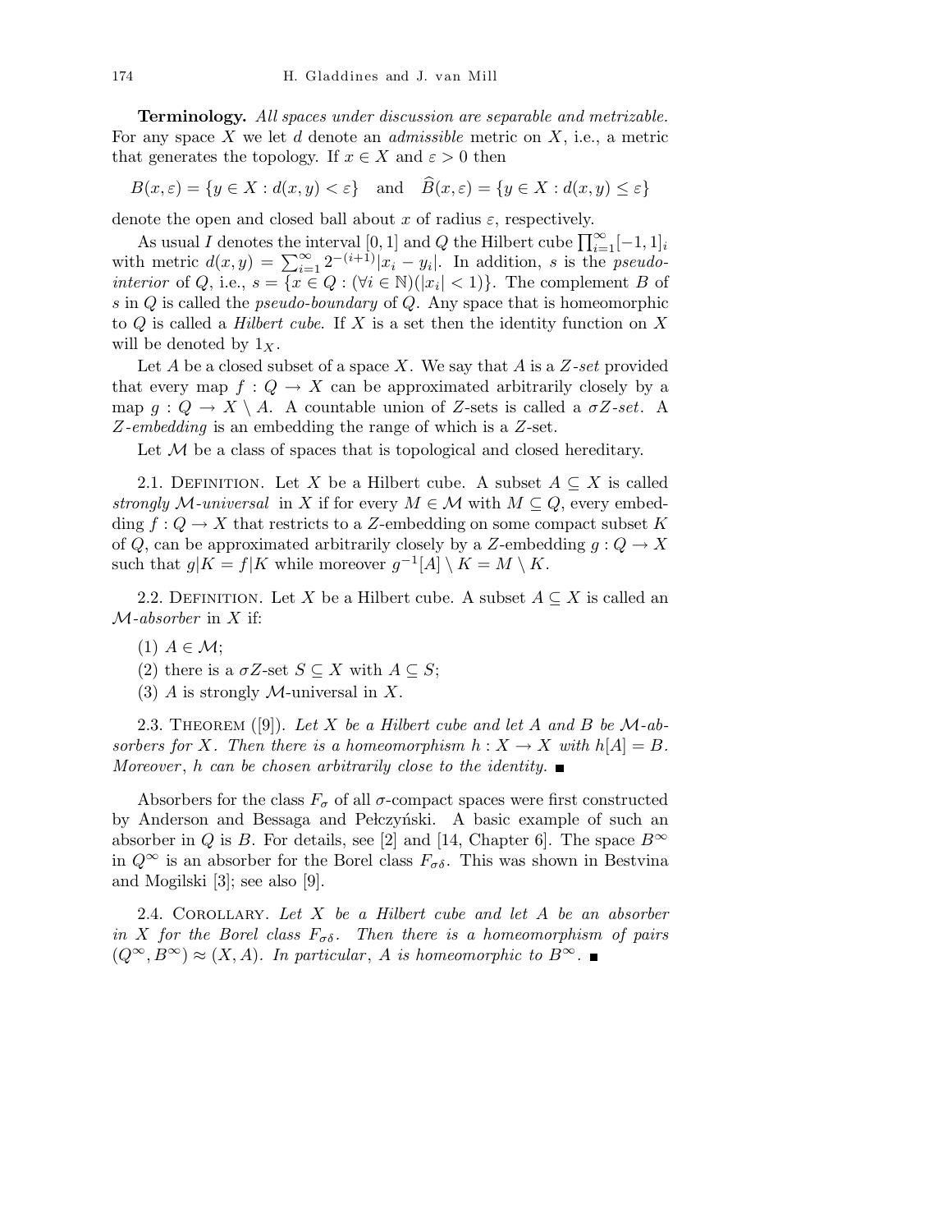**Terminology.** *All spaces under discussion are separable and metrizable.* For any space $X$ we let $d$ denote an *admissible* metric on $X$, i.e., a metric that generates the topology. If $x \in X$ and $\varepsilon > 0$ then

$$B(x,\varepsilon) = \{y \in X : d(x,y) < \varepsilon\} \quad \text{and} \quad \widehat{B}(x,\varepsilon) = \{y \in X : d(x,y) \le \varepsilon\}$$

denote the open and closed ball about $x$ of radius $\varepsilon$, respectively.

As usual $I$ denotes the interval $[0,1]$ and $Q$ the Hilbert cube $\prod_{i=1}^{\infty}[-1,1]_i$ with metric $d(x,y) = \sum_{i=1}^{\infty} 2^{-(i+1)}|x_i - y_i|$. In addition, $s$ is the *pseudo-interior* of $Q$, i.e., $s = \{x \in Q : (\forall i \in \mathbb{N})(|x_i| < 1)\}$. The complement $B$ of $s$ in $Q$ is called the *pseudo-boundary* of $Q$. Any space that is homeomorphic to $Q$ is called a *Hilbert cube*. If $X$ is a set then the identity function on $X$ will be denoted by $1_X$.

Let $A$ be a closed subset of a space $X$. We say that $A$ is a *Z-set* provided that every map $f : Q \to X$ can be approximated arbitrarily closely by a map $g : Q \to X \setminus A$. A countable union of $Z$-sets is called a *$\sigma Z$-set*. A *Z-embedding* is an embedding the range of which is a $Z$-set.

Let $\mathcal{M}$ be a class of spaces that is topological and closed hereditary.

2.1. Definition. Let $X$ be a Hilbert cube. A subset $A \subseteq X$ is called *strongly $\mathcal{M}$-universal* in $X$ if for every $M \in \mathcal{M}$ with $M \subseteq Q$, every embedding $f : Q \to X$ that restricts to a $Z$-embedding on some compact subset $K$ of $Q$, can be approximated arbitrarily closely by a $Z$-embedding $g : Q \to X$ such that $g|K = f|K$ while moreover $g^{-1}[A] \setminus K = M \setminus K$.

2.2. Definition. Let $X$ be a Hilbert cube. A subset $A \subseteq X$ is called an *$\mathcal{M}$-absorber* in $X$ if:

(1) $A \in \mathcal{M}$;

(2) there is a $\sigma Z$-set $S \subseteq X$ with $A \subseteq S$;

(3) $A$ is strongly $\mathcal{M}$-universal in $X$.

2.3. Theorem ([9]). *Let $X$ be a Hilbert cube and let $A$ and $B$ be $\mathcal{M}$-absorbers for $X$. Then there is a homeomorphism $h : X \to X$ with $h[A] = B$. Moreover, $h$ can be chosen arbitrarily close to the identity.* ■

Absorbers for the class $F_\sigma$ of all $\sigma$-compact spaces were first constructed by Anderson and Bessaga and Pełczyński. A basic example of such an absorber in $Q$ is $B$. For details, see [2] and [14, Chapter 6]. The space $B^\infty$ in $Q^\infty$ is an absorber for the Borel class $F_{\sigma\delta}$. This was shown in Bestvina and Mogilski [3]; see also [9].

2.4. Corollary. *Let $X$ be a Hilbert cube and let $A$ be an absorber in $X$ for the Borel class $F_{\sigma\delta}$. Then there is a homeomorphism of pairs $(Q^\infty, B^\infty) \approx (X, A)$. In particular, $A$ is homeomorphic to $B^\infty$.* ■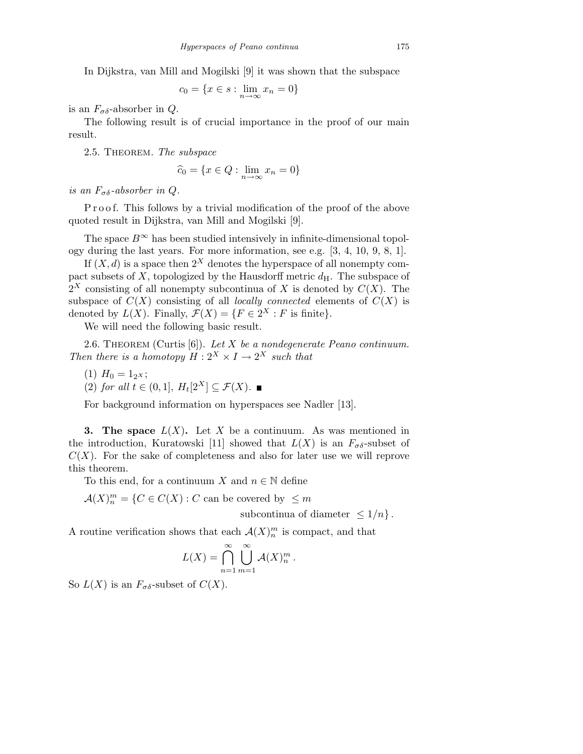In Dijkstra, van Mill and Mogilski [9] it was shown that the subspace

$$c_0 = \{x \in s : \lim_{n\to\infty} x_n = 0\}$$

is an $F_{\sigma\delta}$-absorber in $Q$.

The following result is of crucial importance in the proof of our main result.

2.5. Theorem. *The subspace*

$$\widehat{c}_0 = \{x \in Q : \lim_{n\to\infty} x_n = 0\}$$

*is an $F_{\sigma\delta}$-absorber in $Q$.*

Proof. This follows by a trivial modification of the proof of the above quoted result in Dijkstra, van Mill and Mogilski [9].

The space $B^\infty$ has been studied intensively in infinite-dimensional topology during the last years. For more information, see e.g. [3, 4, 10, 9, 8, 1].

If $(X, d)$ is a space then $2^X$ denotes the hyperspace of all nonempty compact subsets of $X$, topologized by the Hausdorff metric $d_{\mathrm{H}}$. The subspace of $2^X$ consisting of all nonempty subcontinua of $X$ is denoted by $C(X)$. The subspace of $C(X)$ consisting of all *locally connected* elements of $C(X)$ is denoted by $L(X)$. Finally, $\mathcal{F}(X) = \{F \in 2^X : F \text{ is finite}\}$.

We will need the following basic result.

2.6. Theorem (Curtis [6]). *Let $X$ be a nondegenerate Peano continuum. Then there is a homotopy $H : 2^X \times I \to 2^X$ such that*

(1) $H_0 = 1_{2^X}$;
(2) *for all $t \in (0, 1]$, $H_t[2^X] \subseteq \mathcal{F}(X)$.* ■

For background information on hyperspaces see Nadler [13].

## 3. The space $L(X)$.

Let $X$ be a continuum. As was mentioned in the introduction, Kuratowski [11] showed that $L(X)$ is an $F_{\sigma\delta}$-subset of $C(X)$. For the sake of completeness and also for later use we will reprove this theorem.

To this end, for a continuum $X$ and $n \in \mathbb{N}$ define

$$\mathcal{A}(X)^m_n = \{C \in C(X) : C \text{ can be covered by } \le m \text{ subcontinua of diameter } \le 1/n\}.$$

A routine verification shows that each $\mathcal{A}(X)^m_n$ is compact, and that

$$L(X) = \bigcap_{n=1}^{\infty} \bigcup_{m=1}^{\infty} \mathcal{A}(X)^m_n.$$

So $L(X)$ is an $F_{\sigma\delta}$-subset of $C(X)$.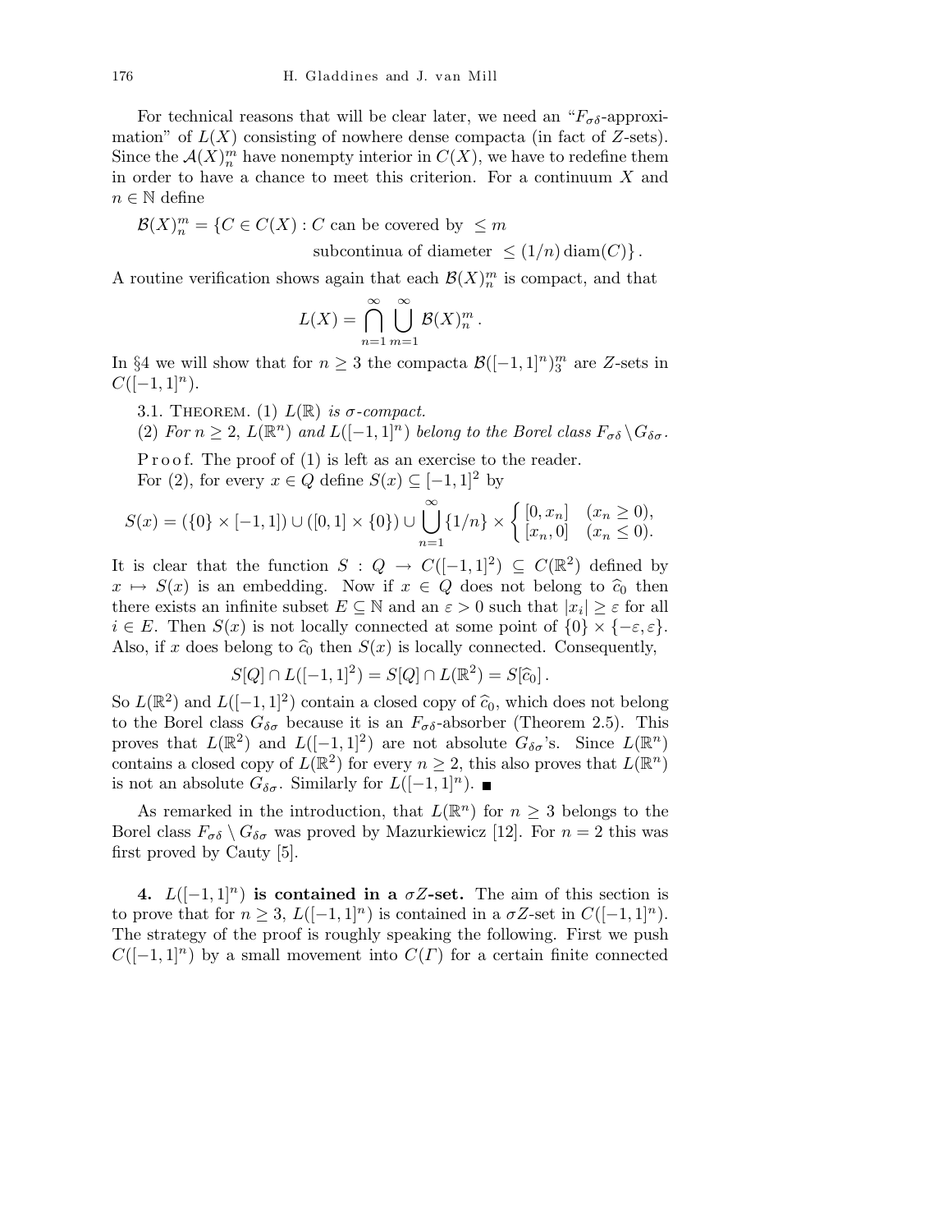For technical reasons that will be clear later, we need an "$F_{\sigma\delta}$-approximation" of $L(X)$ consisting of nowhere dense compacta (in fact of $Z$-sets). Since the $\mathcal{A}(X)^m_n$ have nonempty interior in $C(X)$, we have to redefine them in order to have a chance to meet this criterion. For a continuum $X$ and $n \in \mathbb{N}$ define

$$\mathcal{B}(X)^m_n = \{C \in C(X) : C \text{ can be covered by } \le m \text{ subcontinua of diameter } \le (1/n)\operatorname{diam}(C)\}.$$

A routine verification shows again that each $\mathcal{B}(X)^m_n$ is compact, and that

$$L(X) = \bigcap_{n=1}^{\infty} \bigcup_{m=1}^{\infty} \mathcal{B}(X)^m_n .$$

In §4 we will show that for $n \ge 3$ the compacta $\mathcal{B}([-1,1]^n)^m_3$ are $Z$-sets in $C([-1,1]^n)$.

3.1. Theorem. (1) *$L(\mathbb{R})$ is $\sigma$-compact.*

(2) *For $n \ge 2$, $L(\mathbb{R}^n)$ and $L([-1,1]^n)$ belong to the Borel class $F_{\sigma\delta} \setminus G_{\delta\sigma}$.*

Proof. The proof of (1) is left as an exercise to the reader.

For (2), for every $x \in Q$ define $S(x) \subseteq [-1,1]^2$ by

$$S(x) = (\{0\} \times [-1,1]) \cup ([0,1] \times \{0\}) \cup \bigcup_{n=1}^{\infty} \{1/n\} \times \begin{cases} [0, x_n] & (x_n \ge 0), \\ [x_n, 0] & (x_n \le 0). \end{cases}$$

It is clear that the function $S : Q \to C([-1,1]^2) \subseteq C(\mathbb{R}^2)$ defined by $x \mapsto S(x)$ is an embedding. Now if $x \in Q$ does not belong to $\widehat{c}_0$ then there exists an infinite subset $E \subseteq \mathbb{N}$ and an $\varepsilon > 0$ such that $|x_i| \ge \varepsilon$ for all $i \in E$. Then $S(x)$ is not locally connected at some point of $\{0\} \times \{-\varepsilon, \varepsilon\}$. Also, if $x$ does belong to $\widehat{c}_0$ then $S(x)$ is locally connected. Consequently,

$$S[Q] \cap L([-1,1]^2) = S[Q] \cap L(\mathbb{R}^2) = S[\widehat{c}_0].$$

So $L(\mathbb{R}^2)$ and $L([-1,1]^2)$ contain a closed copy of $\widehat{c}_0$, which does not belong to the Borel class $G_{\delta\sigma}$ because it is an $F_{\sigma\delta}$-absorber (Theorem 2.5). This proves that $L(\mathbb{R}^2)$ and $L([-1,1]^2)$ are not absolute $G_{\delta\sigma}$'s. Since $L(\mathbb{R}^n)$ contains a closed copy of $L(\mathbb{R}^2)$ for every $n \ge 2$, this also proves that $L(\mathbb{R}^n)$ is not an absolute $G_{\delta\sigma}$. Similarly for $L([-1,1]^n)$. ■

As remarked in the introduction, that $L(\mathbb{R}^n)$ for $n \ge 3$ belongs to the Borel class $F_{\sigma\delta} \setminus G_{\delta\sigma}$ was proved by Mazurkiewicz [12]. For $n = 2$ this was first proved by Cauty [5].

## 4. $L([-1,1]^n)$ is contained in a $\sigma Z$-set.

The aim of this section is to prove that for $n \ge 3$, $L([-1,1]^n)$ is contained in a $\sigma Z$-set in $C([-1,1]^n)$. The strategy of the proof is roughly speaking the following. First we push $C([-1,1]^n)$ by a small movement into $C(\Gamma)$ for a certain finite connected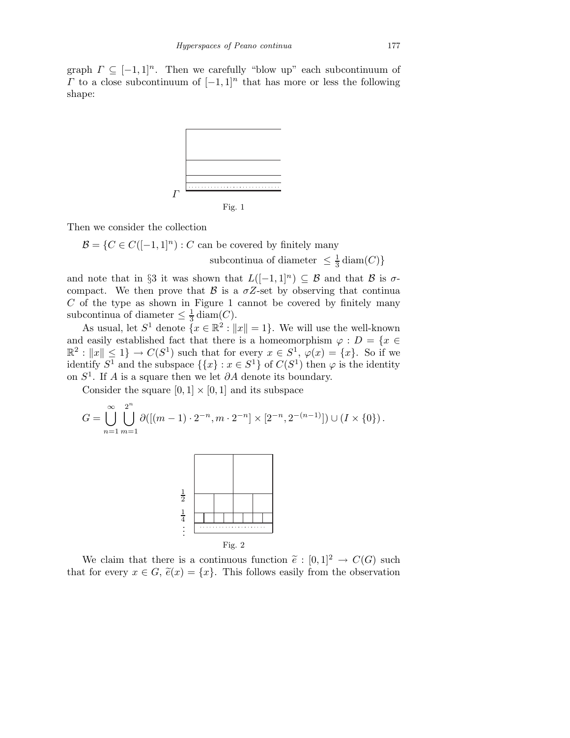graph $\Gamma \subseteq [-1,1]^n$. Then we carefully "blow up" each subcontinuum of $\Gamma$ to a close subcontinuum of $[-1,1]^n$ that has more or less the following shape:

Fig. 1

Then we consider the collection

$$\mathcal{B} = \{C \in C([-1,1]^n) : C \text{ can be covered by finitely many subcontinua of diameter } \leq \tfrac{1}{3}\operatorname{diam}(C)\}$$

and note that in §3 it was shown that $L([-1,1]^n) \subseteq \mathcal{B}$ and that $\mathcal{B}$ is $\sigma$-compact. We then prove that $\mathcal{B}$ is a $\sigma Z$-set by observing that continua $C$ of the type as shown in Figure 1 cannot be covered by finitely many subcontinua of diameter $\leq \frac{1}{3}\operatorname{diam}(C)$.

As usual, let $S^1$ denote $\{x \in \mathbb{R}^2 : \|x\| = 1\}$. We will use the well-known and easily established fact that there is a homeomorphism $\varphi : D = \{x \in \mathbb{R}^2 : \|x\| \leq 1\} \to C(S^1)$ such that for every $x \in S^1$, $\varphi(x) = \{x\}$. So if we identify $S^1$ and the subspace $\{\{x\} : x \in S^1\}$ of $C(S^1)$ then $\varphi$ is the identity on $S^1$. If $A$ is a square then we let $\partial A$ denote its boundary.

Consider the square $[0,1] \times [0,1]$ and its subspace

$$G = \bigcup_{n=1}^{\infty} \bigcup_{m=1}^{2^n} \partial([(m-1)\cdot 2^{-n}, m\cdot 2^{-n}] \times [2^{-n}, 2^{-(n-1)}]) \cup (I \times \{0\}).$$

Fig. 2

We claim that there is a continuous function $\widetilde{e} : [0,1]^2 \to C(G)$ such that for every $x \in G$, $\widetilde{e}(x) = \{x\}$. This follows easily from the observation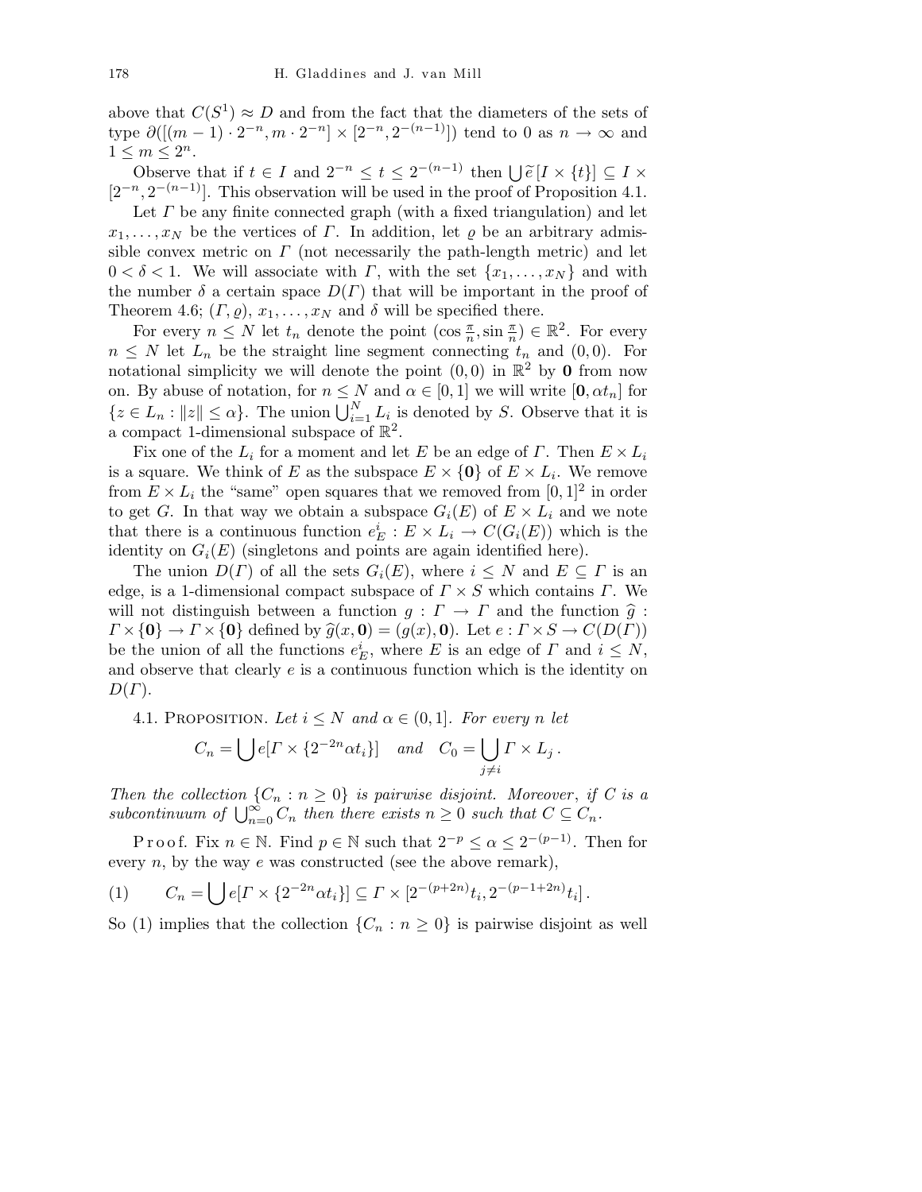above that $C(S^1) \approx D$ and from the fact that the diameters of the sets of type $\partial([(m-1)\cdot 2^{-n}, m\cdot 2^{-n}] \times [2^{-n}, 2^{-(n-1)}])$ tend to 0 as $n \to \infty$ and $1 \le m \le 2^n$.

Observe that if $t \in I$ and $2^{-n} \le t \le 2^{-(n-1)}$ then $\bigcup \widetilde{e}\,[I \times \{t\}] \subseteq I \times [2^{-n}, 2^{-(n-1)}]$. This observation will be used in the proof of Proposition 4.1.

Let $\Gamma$ be any finite connected graph (with a fixed triangulation) and let $x_1, \ldots, x_N$ be the vertices of $\Gamma$. In addition, let $\varrho$ be an arbitrary admissible convex metric on $\Gamma$ (not necessarily the path-length metric) and let $0 < \delta < 1$. We will associate with $\Gamma$, with the set $\{x_1, \ldots, x_N\}$ and with the number $\delta$ a certain space $D(\Gamma)$ that will be important in the proof of Theorem 4.6; $(\Gamma, \varrho)$, $x_1, \ldots, x_N$ and $\delta$ will be specified there.

For every $n \le N$ let $t_n$ denote the point $(\cos\frac{\pi}{n}, \sin\frac{\pi}{n}) \in \mathbb{R}^2$. For every $n \le N$ let $L_n$ be the straight line segment connecting $t_n$ and $(0,0)$. For notational simplicity we will denote the point $(0,0)$ in $\mathbb{R}^2$ by $\mathbf{0}$ from now on. By abuse of notation, for $n \le N$ and $\alpha \in [0,1]$ we will write $[\mathbf{0}, \alpha t_n]$ for $\{z \in L_n : \|z\| \le \alpha\}$. The union $\bigcup_{i=1}^N L_i$ is denoted by $S$. Observe that it is a compact 1-dimensional subspace of $\mathbb{R}^2$.

Fix one of the $L_i$ for a moment and let $E$ be an edge of $\Gamma$. Then $E \times L_i$ is a square. We think of $E$ as the subspace $E \times \{\mathbf{0}\}$ of $E \times L_i$. We remove from $E \times L_i$ the "same" open squares that we removed from $[0,1]^2$ in order to get $G$. In that way we obtain a subspace $G_i(E)$ of $E \times L_i$ and we note that there is a continuous function $e^i_E : E \times L_i \to C(G_i(E))$ which is the identity on $G_i(E)$ (singletons and points are again identified here).

The union $D(\Gamma)$ of all the sets $G_i(E)$, where $i \le N$ and $E \subseteq \Gamma$ is an edge, is a 1-dimensional compact subspace of $\Gamma \times S$ which contains $\Gamma$. We will not distinguish between a function $g : \Gamma \to \Gamma$ and the function $\widehat{g} : \Gamma \times \{\mathbf{0}\} \to \Gamma \times \{\mathbf{0}\}$ defined by $\widehat{g}(x, \mathbf{0}) = (g(x), \mathbf{0})$. Let $e : \Gamma \times S \to C(D(\Gamma))$ be the union of all the functions $e^i_E$, where $E$ is an edge of $\Gamma$ and $i \le N$, and observe that clearly $e$ is a continuous function which is the identity on $D(\Gamma)$.

4.1. Proposition. *Let $i \le N$ and $\alpha \in (0,1]$. For every $n$ let*

$$C_n = \bigcup e[\Gamma \times \{2^{-2n}\alpha t_i\}] \quad \text{and} \quad C_0 = \bigcup_{j \ne i} \Gamma \times L_j\,.$$

*Then the collection $\{C_n : n \ge 0\}$ is pairwise disjoint. Moreover, if $C$ is a subcontinuum of $\bigcup_{n=0}^\infty C_n$ then there exists $n \ge 0$ such that $C \subseteq C_n$.*

Proof. Fix $n \in \mathbb{N}$. Find $p \in \mathbb{N}$ such that $2^{-p} \le \alpha \le 2^{-(p-1)}$. Then for every $n$, by the way $e$ was constructed (see the above remark),

$$(1) \qquad C_n = \bigcup e[\Gamma \times \{2^{-2n}\alpha t_i\}] \subseteq \Gamma \times [2^{-(p+2n)}t_i, 2^{-(p-1+2n)}t_i]\,.$$

So (1) implies that the collection $\{C_n : n \ge 0\}$ is pairwise disjoint as well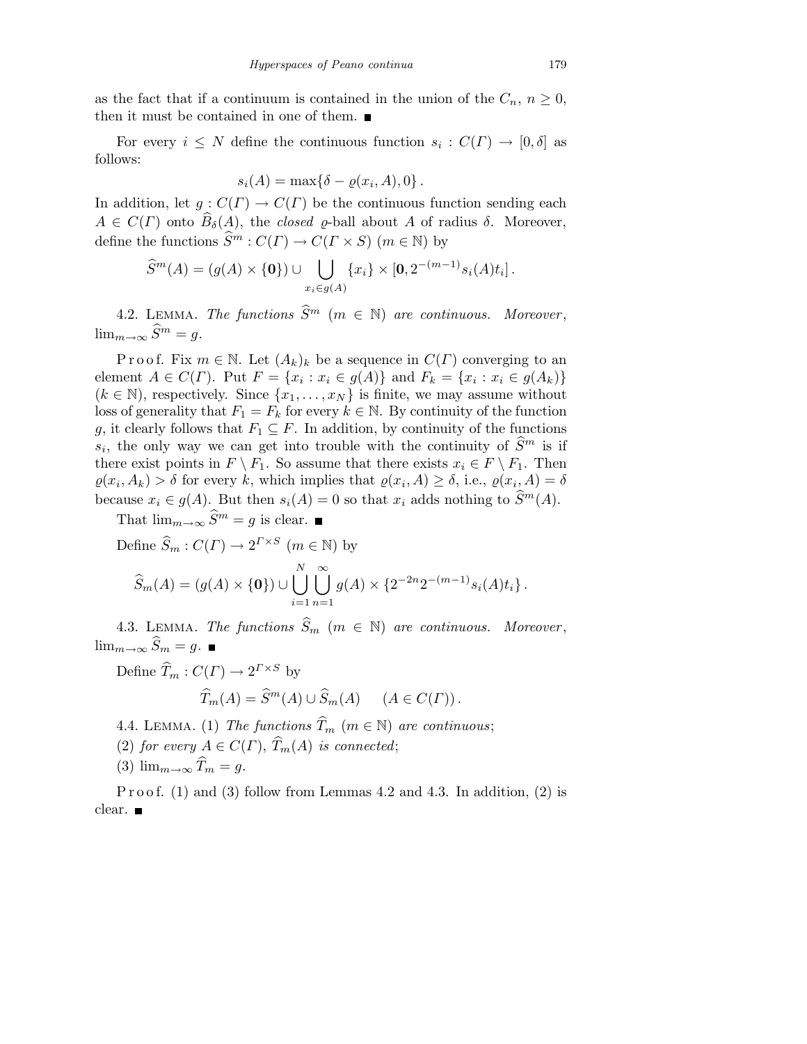as the fact that if a continuum is contained in the union of the $C_n$, $n \geq 0$, then it must be contained in one of them. ■

For every $i \leq N$ define the continuous function $s_i : C(\Gamma) \to [0, \delta]$ as follows:

$$s_i(A) = \max\{\delta - \varrho(x_i, A), 0\}.$$

In addition, let $g : C(\Gamma) \to C(\Gamma)$ be the continuous function sending each $A \in C(\Gamma)$ onto $\widehat{B}_\delta(A)$, the *closed* $\varrho$-ball about $A$ of radius $\delta$. Moreover, define the functions $\widehat{S}^m : C(\Gamma) \to C(\Gamma \times S)$ $(m \in \mathbb{N})$ by

$$\widehat{S}^m(A) = (g(A) \times \{\mathbf{0}\}) \cup \bigcup_{x_i \in g(A)} \{x_i\} \times [\mathbf{0}, 2^{-(m-1)} s_i(A) t_i].$$

4.2. Lemma. *The functions $\widehat{S}^m$ $(m \in \mathbb{N})$ are continuous. Moreover*, $\lim_{m\to\infty} \widehat{S}^m = g$.

Proof. Fix $m \in \mathbb{N}$. Let $(A_k)_k$ be a sequence in $C(\Gamma)$ converging to an element $A \in C(\Gamma)$. Put $F = \{x_i : x_i \in g(A)\}$ and $F_k = \{x_i : x_i \in g(A_k)\}$ $(k \in \mathbb{N})$, respectively. Since $\{x_1, \ldots, x_N\}$ is finite, we may assume without loss of generality that $F_1 = F_k$ for every $k \in \mathbb{N}$. By continuity of the function $g$, it clearly follows that $F_1 \subseteq F$. In addition, by continuity of the functions $s_i$, the only way we can get into trouble with the continuity of $\widehat{S}^m$ is if there exist points in $F \setminus F_1$. So assume that there exists $x_i \in F \setminus F_1$. Then $\varrho(x_i, A_k) > \delta$ for every $k$, which implies that $\varrho(x_i, A) \geq \delta$, i.e., $\varrho(x_i, A) = \delta$ because $x_i \in g(A)$. But then $s_i(A) = 0$ so that $x_i$ adds nothing to $\widehat{S}^m(A)$.

That $\lim_{m\to\infty} \widehat{S}^m = g$ is clear. ■

Define $\widehat{S}_m : C(\Gamma) \to 2^{\Gamma \times S}$ $(m \in \mathbb{N})$ by

$$\widehat{S}_m(A) = (g(A) \times \{\mathbf{0}\}) \cup \bigcup_{i=1}^{N} \bigcup_{n=1}^{\infty} g(A) \times \{2^{-2n} 2^{-(m-1)} s_i(A) t_i\}.$$

4.3. Lemma. *The functions $\widehat{S}_m$ $(m \in \mathbb{N})$ are continuous. Moreover*, $\lim_{m\to\infty} \widehat{S}_m = g$. ■

Define $\widehat{T}_m : C(\Gamma) \to 2^{\Gamma \times S}$ by

$$\widehat{T}_m(A) = \widehat{S}^m(A) \cup \widehat{S}_m(A) \qquad (A \in C(\Gamma)).$$

4.4. Lemma. (1) *The functions $\widehat{T}_m$ $(m \in \mathbb{N})$ are continuous*;

(2) *for every $A \in C(\Gamma)$, $\widehat{T}_m(A)$ is connected*;

(3) $\lim_{m\to\infty} \widehat{T}_m = g$.

Proof. (1) and (3) follow from Lemmas 4.2 and 4.3. In addition, (2) is clear. ■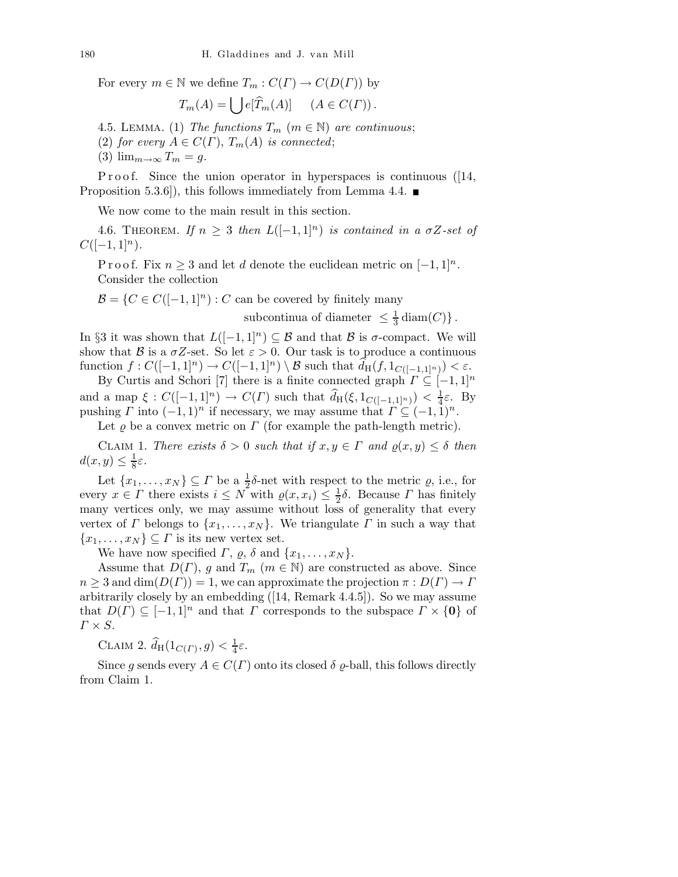For every $m \in \mathbb{N}$ we define $T_m : C(\Gamma) \to C(D(\Gamma))$ by

$$T_m(A) = \bigcup e[\widehat{T}_m(A)] \quad (A \in C(\Gamma)).$$

4.5. Lemma. (1) *The functions* $T_m$ $(m \in \mathbb{N})$ *are continuous*;

(2) *for every* $A \in C(\Gamma)$, $T_m(A)$ *is connected*;

(3) $\lim_{m\to\infty} T_m = g$.

Proof. Since the union operator in hyperspaces is continuous ([14, Proposition 5.3.6]), this follows immediately from Lemma 4.4. ∎

We now come to the main result in this section.

4.6. Theorem. *If* $n \geq 3$ *then* $L([-1,1]^n)$ *is contained in a* $\sigma Z$*-set of* $C([-1,1]^n)$.

Proof. Fix $n \geq 3$ and let $d$ denote the euclidean metric on $[-1,1]^n$. Consider the collection

$$\mathcal{B} = \{C \in C([-1,1]^n) : C \text{ can be covered by finitely many subcontinua of diameter } \leq \tfrac{1}{3}\operatorname{diam}(C)\}.$$

In §3 it was shown that $L([-1,1]^n) \subseteq \mathcal{B}$ and that $\mathcal{B}$ is $\sigma$-compact. We will show that $\mathcal{B}$ is a $\sigma Z$-set. So let $\varepsilon > 0$. Our task is to produce a continuous function $f : C([-1,1]^n) \to C([-1,1]^n) \setminus \mathcal{B}$ such that $\widehat{d}_{\mathrm{H}}(f, 1_{C([-1,1]^n)}) < \varepsilon$.

By Curtis and Schori [7] there is a finite connected graph $\Gamma \subseteq [-1,1]^n$ and a map $\xi : C([-1,1]^n) \to C(\Gamma)$ such that $\widehat{d}_{\mathrm{H}}(\xi, 1_{C([-1,1]^n)}) < \frac{1}{4}\varepsilon$. By pushing $\Gamma$ into $(-1,1)^n$ if necessary, we may assume that $\Gamma \subseteq (-1,1)^n$.

Let $\varrho$ be a convex metric on $\Gamma$ (for example the path-length metric).

Claim 1. *There exists* $\delta > 0$ *such that if* $x, y \in \Gamma$ *and* $\varrho(x,y) \leq \delta$ *then* $d(x,y) \leq \frac{1}{8}\varepsilon$.

Let $\{x_1, \ldots, x_N\} \subseteq \Gamma$ be a $\frac{1}{2}\delta$-net with respect to the metric $\varrho$, i.e., for every $x \in \Gamma$ there exists $i \leq N$ with $\varrho(x, x_i) \leq \frac{1}{2}\delta$. Because $\Gamma$ has finitely many vertices only, we may assume without loss of generality that every vertex of $\Gamma$ belongs to $\{x_1, \ldots, x_N\}$. We triangulate $\Gamma$ in such a way that $\{x_1, \ldots, x_N\} \subseteq \Gamma$ is its new vertex set.

We have now specified $\Gamma$, $\varrho$, $\delta$ and $\{x_1, \ldots, x_N\}$.

Assume that $D(\Gamma)$, $g$ and $T_m$ $(m \in \mathbb{N})$ are constructed as above. Since $n \geq 3$ and $\dim(D(\Gamma)) = 1$, we can approximate the projection $\pi : D(\Gamma) \to \Gamma$ arbitrarily closely by an embedding ([14, Remark 4.4.5]). So we may assume that $D(\Gamma) \subseteq [-1,1]^n$ and that $\Gamma$ corresponds to the subspace $\Gamma \times \{\mathbf{0}\}$ of $\Gamma \times S$.

Claim 2. $\widehat{d}_{\mathrm{H}}(1_{C(\Gamma)}, g) < \frac{1}{4}\varepsilon$.

Since $g$ sends every $A \in C(\Gamma)$ onto its closed $\delta$ $\varrho$-ball, this follows directly from Claim 1.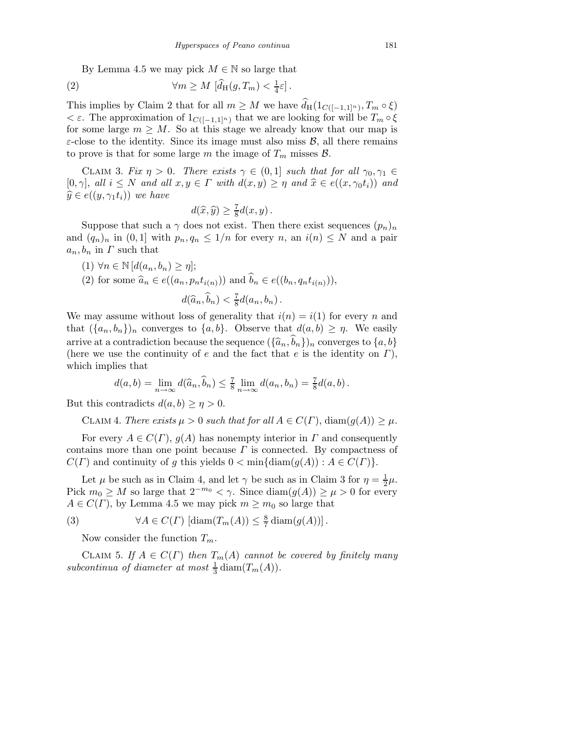By Lemma 4.5 we may pick $M \in \mathbb{N}$ so large that

$$\forall m \geq M \ [\widehat{d}_{\mathrm{H}}(g, T_m) < \tfrac{1}{4}\varepsilon]\,. \tag{2}$$

This implies by Claim 2 that for all $m \geq M$ we have $\widehat{d}_{\mathrm{H}}(1_{C([-1,1]^n)}, T_m \circ \xi) < \varepsilon$. The approximation of $1_{C([-1,1]^n)}$ that we are looking for will be $T_m \circ \xi$ for some large $m \geq M$. So at this stage we already know that our map is $\varepsilon$-close to the identity. Since its image must also miss $\mathcal{B}$, all there remains to prove is that for some large $m$ the image of $T_m$ misses $\mathcal{B}$.

Claim 3. *Fix $\eta > 0$. There exists $\gamma \in (0, 1]$ such that for all $\gamma_0, \gamma_1 \in [0, \gamma]$, all $i \leq N$ and all $x, y \in \Gamma$ with $d(x, y) \geq \eta$ and $\widehat{x} \in e((x, \gamma_0 t_i))$ and $\widehat{y} \in e((y, \gamma_1 t_i))$ we have*

$$d(\widehat{x}, \widehat{y}) \geq \tfrac{7}{8} d(x, y)\,.$$

Suppose that such a $\gamma$ does not exist. Then there exist sequences $(p_n)_n$ and $(q_n)_n$ in $(0, 1]$ with $p_n, q_n \leq 1/n$ for every $n$, an $i(n) \leq N$ and a pair $a_n, b_n$ in $\Gamma$ such that

(1) $\forall n \in \mathbb{N}\,[d(a_n, b_n) \geq \eta]$;

(2) for some $\widehat{a}_n \in e((a_n, p_n t_{i(n)}))$ and $\widehat{b}_n \in e((b_n, q_n t_{i(n)}))$,

$$d(\widehat{a}_n, \widehat{b}_n) < \tfrac{7}{8} d(a_n, b_n)\,.$$

We may assume without loss of generality that $i(n) = i(1)$ for every $n$ and that $(\{a_n, b_n\})_n$ converges to $\{a, b\}$. Observe that $d(a, b) \geq \eta$. We easily arrive at a contradiction because the sequence $(\{\widehat{a}_n, \widehat{b}_n\})_n$ converges to $\{a, b\}$ (here we use the continuity of $e$ and the fact that $e$ is the identity on $\Gamma$), which implies that

$$d(a, b) = \lim_{n\to\infty} d(\widehat{a}_n, \widehat{b}_n) \leq \tfrac{7}{8} \lim_{n\to\infty} d(a_n, b_n) = \tfrac{7}{8} d(a, b)\,.$$

But this contradicts $d(a, b) \geq \eta > 0$.

Claim 4. *There exists $\mu > 0$ such that for all $A \in C(\Gamma)$, $\operatorname{diam}(g(A)) \geq \mu$.*

For every $A \in C(\Gamma)$, $g(A)$ has nonempty interior in $\Gamma$ and consequently contains more than one point because $\Gamma$ is connected. By compactness of $C(\Gamma)$ and continuity of $g$ this yields $0 < \min\{\operatorname{diam}(g(A)) : A \in C(\Gamma)\}$.

Let $\mu$ be such as in Claim 4, and let $\gamma$ be such as in Claim 3 for $\eta = \frac{1}{2}\mu$. Pick $m_0 \geq M$ so large that $2^{-m_0} < \gamma$. Since $\operatorname{diam}(g(A)) \geq \mu > 0$ for every $A \in C(\Gamma)$, by Lemma 4.5 we may pick $m \geq m_0$ so large that

$$\forall A \in C(\Gamma)\ [\operatorname{diam}(T_m(A)) \leq \tfrac{8}{7} \operatorname{diam}(g(A))]\,. \tag{3}$$

Now consider the function $T_m$.

Claim 5. *If $A \in C(\Gamma)$ then $T_m(A)$ cannot be covered by finitely many subcontinua of diameter at most $\frac{1}{3}\operatorname{diam}(T_m(A))$.*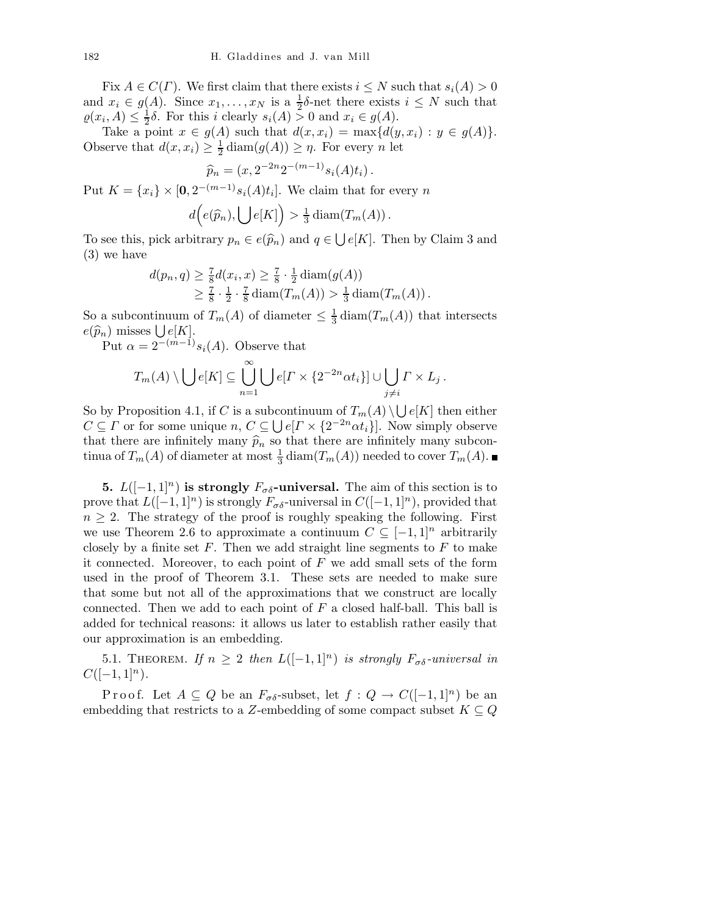Fix $A \in C(\Gamma)$. We first claim that there exists $i \leq N$ such that $s_i(A) > 0$ and $x_i \in g(A)$. Since $x_1, \ldots, x_N$ is a $\frac{1}{2}\delta$-net there exists $i \leq N$ such that $\varrho(x_i, A) \leq \frac{1}{2}\delta$. For this $i$ clearly $s_i(A) > 0$ and $x_i \in g(A)$.

Take a point $x \in g(A)$ such that $d(x, x_i) = \max\{d(y, x_i) : y \in g(A)\}$. Observe that $d(x, x_i) \geq \frac{1}{2}\operatorname{diam}(g(A)) \geq \eta$. For every $n$ let

$$\widehat{p}_n = (x, 2^{-2n}2^{-(m-1)}s_i(A)t_i)\,.$$

Put $K = \{x_i\} \times [\mathbf{0}, 2^{-(m-1)}s_i(A)t_i]$. We claim that for every $n$

$$d\Big(e(\widehat{p}_n), \bigcup e[K]\Big) > \tfrac{1}{3}\operatorname{diam}(T_m(A))\,.$$

To see this, pick arbitrary $p_n \in e(\widehat{p}_n)$ and $q \in \bigcup e[K]$. Then by Claim 3 and (3) we have

$$\begin{aligned} d(p_n, q) &\geq \tfrac{7}{8}d(x_i, x) \geq \tfrac{7}{8} \cdot \tfrac{1}{2}\operatorname{diam}(g(A)) \\ &\geq \tfrac{7}{8} \cdot \tfrac{1}{2} \cdot \tfrac{7}{8}\operatorname{diam}(T_m(A)) > \tfrac{1}{3}\operatorname{diam}(T_m(A))\,. \end{aligned}$$

So a subcontinuum of $T_m(A)$ of diameter $\leq \frac{1}{3}\operatorname{diam}(T_m(A))$ that intersects $e(\widehat{p}_n)$ misses $\bigcup e[K]$.

Put $\alpha = 2^{-(m-1)}s_i(A)$. Observe that

$$T_m(A) \setminus \bigcup e[K] \subseteq \bigcup_{n=1}^{\infty} \bigcup e[\Gamma \times \{2^{-2n}\alpha t_i\}] \cup \bigcup_{j \neq i} \Gamma \times L_j\,.$$

So by Proposition 4.1, if $C$ is a subcontinuum of $T_m(A) \setminus \bigcup e[K]$ then either $C \subseteq \Gamma$ or for some unique $n$, $C \subseteq \bigcup e[\Gamma \times \{2^{-2n}\alpha t_i\}]$. Now simply observe that there are infinitely many $\widehat{p}_n$ so that there are infinitely many subcontinua of $T_m(A)$ of diameter at most $\frac{1}{3}\operatorname{diam}(T_m(A))$ needed to cover $T_m(A)$. ■

## 5. $L([-1,1]^n)$ is strongly $F_{\sigma\delta}$-universal.

The aim of this section is to prove that $L([-1,1]^n)$ is strongly $F_{\sigma\delta}$-universal in $C([-1,1]^n)$, provided that $n \geq 2$. The strategy of the proof is roughly speaking the following. First we use Theorem 2.6 to approximate a continuum $C \subseteq [-1,1]^n$ arbitrarily closely by a finite set $F$. Then we add straight line segments to $F$ to make it connected. Moreover, to each point of $F$ we add small sets of the form used in the proof of Theorem 3.1. These sets are needed to make sure that some but not all of the approximations that we construct are locally connected. Then we add to each point of $F$ a closed half-ball. This ball is added for technical reasons: it allows us later to establish rather easily that our approximation is an embedding.

5.1. Theorem. *If $n \geq 2$ then $L([-1,1]^n)$ is strongly $F_{\sigma\delta}$-universal in $C([-1,1]^n)$.*

Proof. Let $A \subseteq Q$ be an $F_{\sigma\delta}$-subset, let $f : Q \to C([-1,1]^n)$ be an embedding that restricts to a $Z$-embedding of some compact subset $K \subseteq Q$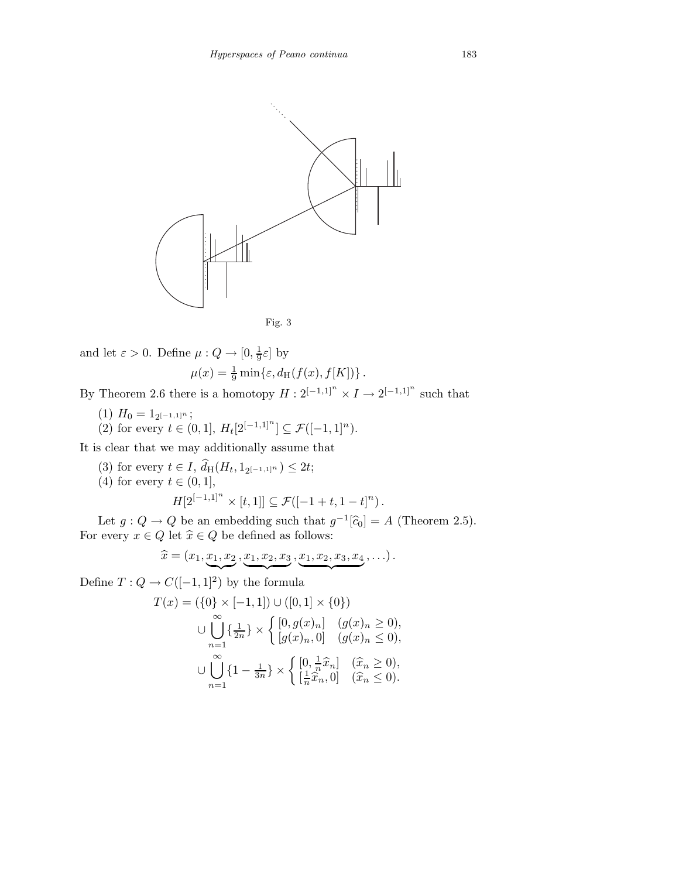Fig. 3

and let $\varepsilon > 0$. Define $\mu : Q \to [0, \frac{1}{9}\varepsilon]$ by

$$\mu(x) = \tfrac{1}{9}\min\{\varepsilon, d_{\mathrm{H}}(f(x), f[K])\}.$$

By Theorem 2.6 there is a homotopy $H : 2^{[-1,1]^n} \times I \to 2^{[-1,1]^n}$ such that

(1) $H_0 = 1_{2^{[-1,1]^n}}$;
(2) for every $t \in (0,1]$, $H_t[2^{[-1,1]^n}] \subseteq \mathcal{F}([-1,1]^n)$.

It is clear that we may additionally assume that

(3) for every $t \in I$, $\widehat{d}_{\mathrm{H}}(H_t, 1_{2^{[-1,1]^n}}) \le 2t$;
(4) for every $t \in (0,1]$,

$$H[2^{[-1,1]^n} \times [t,1]] \subseteq \mathcal{F}([-1+t, 1-t]^n).$$

Let $g : Q \to Q$ be an embedding such that $g^{-1}[\widehat{c}_0] = A$ (Theorem 2.5). For every $x \in Q$ let $\widehat{x} \in Q$ be defined as follows:

$$\widehat{x} = (x_1, \underbrace{x_1, x_2}, \underbrace{x_1, x_2, x_3}, \underbrace{x_1, x_2, x_3, x_4}, \ldots).$$

Define $T : Q \to C([-1,1]^2)$ by the formula

$$\begin{aligned}
T(x) = {} & (\{0\} \times [-1,1]) \cup ([0,1] \times \{0\}) \\
& \cup \bigcup_{n=1}^{\infty} \{\tfrac{1}{2n}\} \times \begin{cases} [0, g(x)_n] & (g(x)_n \ge 0), \\ [g(x)_n, 0] & (g(x)_n \le 0), \end{cases} \\
& \cup \bigcup_{n=1}^{\infty} \{1 - \tfrac{1}{3n}\} \times \begin{cases} [0, \frac{1}{n}\widehat{x}_n] & (\widehat{x}_n \ge 0), \\ [\frac{1}{n}\widehat{x}_n, 0] & (\widehat{x}_n \le 0). \end{cases}
\end{aligned}$$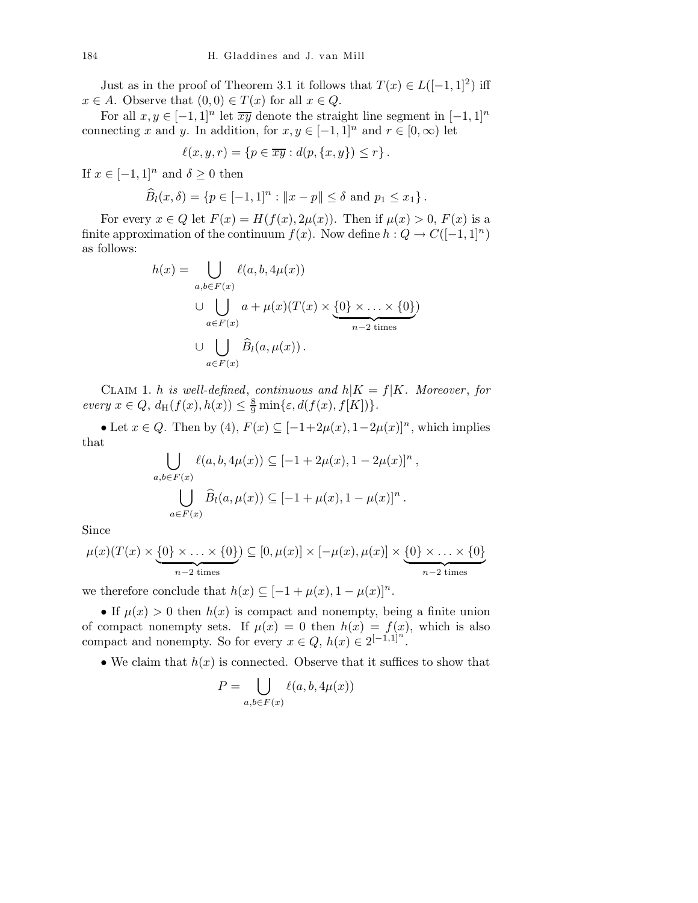Just as in the proof of Theorem 3.1 it follows that $T(x) \in L([-1,1]^2)$ iff $x \in A$. Observe that $(0,0) \in T(x)$ for all $x \in Q$.

For all $x, y \in [-1,1]^n$ let $\overline{xy}$ denote the straight line segment in $[-1,1]^n$ connecting $x$ and $y$. In addition, for $x, y \in [-1,1]^n$ and $r \in [0,\infty)$ let

$$\ell(x,y,r) = \{p \in \overline{xy} : d(p,\{x,y\}) \le r\}\,.$$

If $x \in [-1,1]^n$ and $\delta \ge 0$ then

$$\widehat{B}_l(x,\delta) = \{p \in [-1,1]^n : \|x-p\| \le \delta \text{ and } p_1 \le x_1\}\,.$$

For every $x \in Q$ let $F(x) = H(f(x), 2\mu(x))$. Then if $\mu(x) > 0$, $F(x)$ is a finite approximation of the continuum $f(x)$. Now define $h : Q \to C([-1,1]^n)$ as follows:

$$\begin{aligned}
h(x) = & \bigcup_{a,b\in F(x)} \ell(a,b,4\mu(x)) \\
& \cup \bigcup_{a\in F(x)} a + \mu(x)(T(x) \times \underbrace{\{0\} \times \ldots \times \{0\}}_{n-2 \text{ times}}) \\
& \cup \bigcup_{a\in F(x)} \widehat{B}_l(a,\mu(x))\,.
\end{aligned}$$

Claim 1. *$h$ is well-defined, continuous and $h|K = f|K$. Moreover, for every $x \in Q$, $d_{\mathrm{H}}(f(x),h(x)) \le \frac{8}{9}\min\{\varepsilon, d(f(x), f[K])\}$.*

• Let $x \in Q$. Then by (4), $F(x) \subseteq [-1+2\mu(x), 1-2\mu(x)]^n$, which implies that

$$\bigcup_{a,b\in F(x)} \ell(a,b,4\mu(x)) \subseteq [-1+2\mu(x), 1-2\mu(x)]^n\,,$$

$$\bigcup_{a\in F(x)} \widehat{B}_l(a,\mu(x)) \subseteq [-1+\mu(x), 1-\mu(x)]^n\,.$$

Since

$$\mu(x)(T(x) \times \underbrace{\{0\} \times \ldots \times \{0\}}_{n-2 \text{ times}}) \subseteq [0,\mu(x)] \times [-\mu(x),\mu(x)] \times \underbrace{\{0\} \times \ldots \times \{0\}}_{n-2 \text{ times}}$$

we therefore conclude that $h(x) \subseteq [-1+\mu(x), 1-\mu(x)]^n$.

• If $\mu(x) > 0$ then $h(x)$ is compact and nonempty, being a finite union of compact nonempty sets. If $\mu(x) = 0$ then $h(x) = f(x)$, which is also compact and nonempty. So for every $x \in Q$, $h(x) \in 2^{[-1,1]^n}$.

• We claim that $h(x)$ is connected. Observe that it suffices to show that

$$P = \bigcup_{a,b\in F(x)} \ell(a,b,4\mu(x))$$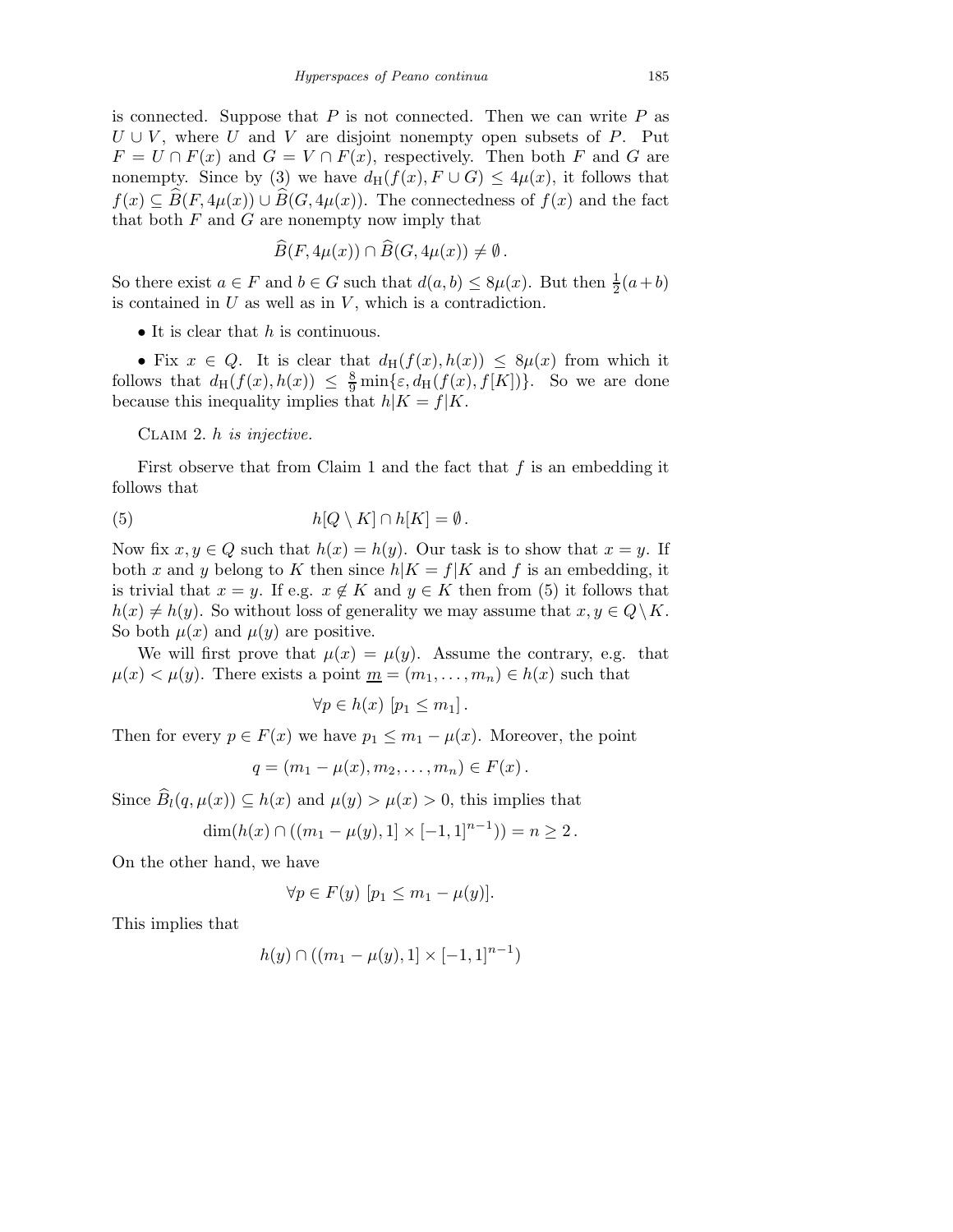is connected. Suppose that $P$ is not connected. Then we can write $P$ as $U \cup V$, where $U$ and $V$ are disjoint nonempty open subsets of $P$. Put $F = U \cap F(x)$ and $G = V \cap F(x)$, respectively. Then both $F$ and $G$ are nonempty. Since by (3) we have $d_{\mathrm{H}}(f(x), F \cup G) \leq 4\mu(x)$, it follows that $f(x) \subseteq \widehat{B}(F, 4\mu(x)) \cup \widehat{B}(G, 4\mu(x))$. The connectedness of $f(x)$ and the fact that both $F$ and $G$ are nonempty now imply that

$$\widehat{B}(F, 4\mu(x)) \cap \widehat{B}(G, 4\mu(x)) \neq \emptyset .$$

So there exist $a \in F$ and $b \in G$ such that $d(a, b) \leq 8\mu(x)$. But then $\frac{1}{2}(a+b)$ is contained in $U$ as well as in $V$, which is a contradiction.

- It is clear that $h$ is continuous.

- Fix $x \in Q$. It is clear that $d_{\mathrm{H}}(f(x), h(x)) \leq 8\mu(x)$ from which it follows that $d_{\mathrm{H}}(f(x), h(x)) \leq \frac{8}{9}\min\{\varepsilon, d_{\mathrm{H}}(f(x), f[K])\}$. So we are done because this inequality implies that $h|K = f|K$.

Claim 2. *$h$ is injective.*

First observe that from Claim 1 and the fact that $f$ is an embedding it follows that

$$h[Q \setminus K] \cap h[K] = \emptyset . \tag{5}$$

Now fix $x, y \in Q$ such that $h(x) = h(y)$. Our task is to show that $x = y$. If both $x$ and $y$ belong to $K$ then since $h|K = f|K$ and $f$ is an embedding, it is trivial that $x = y$. If e.g. $x \notin K$ and $y \in K$ then from (5) it follows that $h(x) \neq h(y)$. So without loss of generality we may assume that $x, y \in Q \setminus K$. So both $\mu(x)$ and $\mu(y)$ are positive.

We will first prove that $\mu(x) = \mu(y)$. Assume the contrary, e.g. that $\mu(x) < \mu(y)$. There exists a point $\underline{m} = (m_1, \ldots, m_n) \in h(x)$ such that

$$\forall p \in h(x)\ [p_1 \leq m_1] .$$

Then for every $p \in F(x)$ we have $p_1 \leq m_1 - \mu(x)$. Moreover, the point

$$q = (m_1 - \mu(x), m_2, \ldots, m_n) \in F(x) .$$

Since $\widehat{B}_l(q, \mu(x)) \subseteq h(x)$ and $\mu(y) > \mu(x) > 0$, this implies that

$$\dim(h(x) \cap ((m_1 - \mu(y), 1] \times [-1, 1]^{n-1})) = n \geq 2 .$$

On the other hand, we have

$$\forall p \in F(y)\ [p_1 \leq m_1 - \mu(y)].$$

This implies that

$$h(y) \cap ((m_1 - \mu(y), 1] \times [-1, 1]^{n-1})$$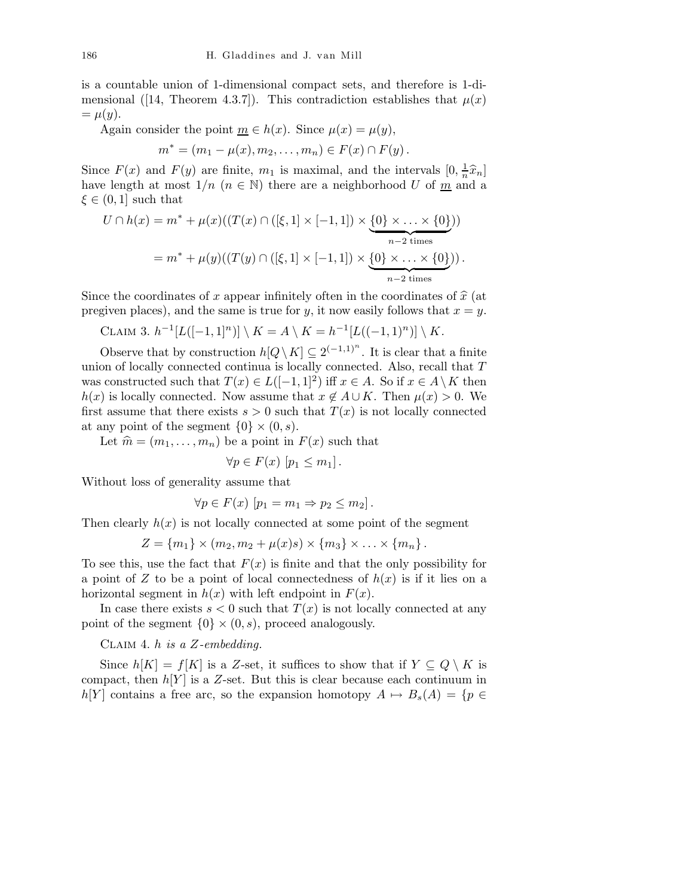is a countable union of 1-dimensional compact sets, and therefore is 1-dimensional ([14, Theorem 4.3.7]). This contradiction establishes that $\mu(x) = \mu(y)$.

Again consider the point $\underline{m} \in h(x)$. Since $\mu(x) = \mu(y)$,

$$m^* = (m_1 - \mu(x), m_2, \ldots, m_n) \in F(x) \cap F(y).$$

Since $F(x)$ and $F(y)$ are finite, $m_1$ is maximal, and the intervals $[0, \frac{1}{n}\widehat{x}_n]$ have length at most $1/n$ ($n \in \mathbb{N}$) there are a neighborhood $U$ of $\underline{m}$ and a $\xi \in (0, 1]$ such that

$$\begin{aligned} U \cap h(x) &= m^* + \mu(x)((T(x) \cap ([\xi, 1] \times [-1, 1]) \times \underbrace{\{0\} \times \ldots \times \{0\}}_{n-2 \text{ times}})) \\ &= m^* + \mu(y)((T(y) \cap ([\xi, 1] \times [-1, 1]) \times \underbrace{\{0\} \times \ldots \times \{0\}}_{n-2 \text{ times}})). \end{aligned}$$

Since the coordinates of $x$ appear infinitely often in the coordinates of $\widehat{x}$ (at pregiven places), and the same is true for $y$, it now easily follows that $x = y$.

Claim 3. $h^{-1}[L([-1, 1]^n)] \setminus K = A \setminus K = h^{-1}[L((-1, 1)^n)] \setminus K$.

Observe that by construction $h[Q \setminus K] \subseteq 2^{(-1,1)^n}$. It is clear that a finite union of locally connected continua is locally connected. Also, recall that $T$ was constructed such that $T(x) \in L([-1, 1]^2)$ iff $x \in A$. So if $x \in A \setminus K$ then $h(x)$ is locally connected. Now assume that $x \notin A \cup K$. Then $\mu(x) > 0$. We first assume that there exists $s > 0$ such that $T(x)$ is not locally connected at any point of the segment $\{0\} \times (0, s)$.

Let $\widehat{m} = (m_1, \ldots, m_n)$ be a point in $F(x)$ such that

$$\forall p \in F(x) \ [p_1 \leq m_1].$$

Without loss of generality assume that

$$\forall p \in F(x) \ [p_1 = m_1 \Rightarrow p_2 \leq m_2].$$

Then clearly $h(x)$ is not locally connected at some point of the segment

$$Z = \{m_1\} \times (m_2, m_2 + \mu(x)s) \times \{m_3\} \times \ldots \times \{m_n\}.$$

To see this, use the fact that $F(x)$ is finite and that the only possibility for a point of $Z$ to be a point of local connectedness of $h(x)$ is if it lies on a horizontal segment in $h(x)$ with left endpoint in $F(x)$.

In case there exists $s < 0$ such that $T(x)$ is not locally connected at any point of the segment $\{0\} \times (0, s)$, proceed analogously.

Claim 4. *$h$ is a $Z$-embedding.*

Since $h[K] = f[K]$ is a $Z$-set, it suffices to show that if $Y \subseteq Q \setminus K$ is compact, then $h[Y]$ is a $Z$-set. But this is clear because each continuum in $h[Y]$ contains a free arc, so the expansion homotopy $A \mapsto B_s(A) = \{p \in$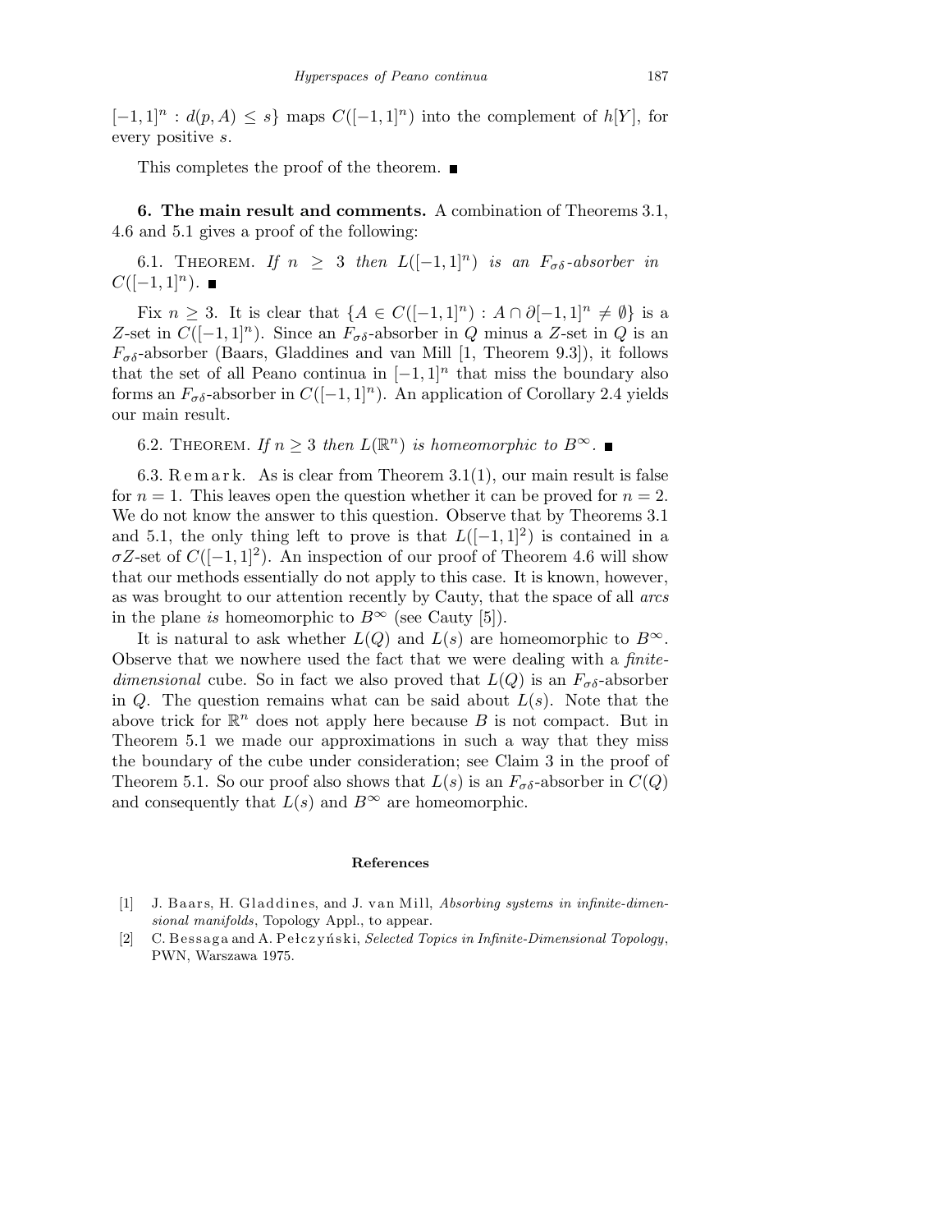$[-1,1]^n : d(p,A) \le s\}$ maps $C([-1,1]^n)$ into the complement of $h[Y]$, for every positive $s$.

This completes the proof of the theorem. ■

**6. The main result and comments.** A combination of Theorems 3.1, 4.6 and 5.1 gives a proof of the following:

6.1. Theorem. *If $n \ge 3$ then $L([-1,1]^n)$ is an $F_{\sigma\delta}$-absorber in $C([-1,1]^n)$.* ■

Fix $n \ge 3$. It is clear that $\{A \in C([-1,1]^n) : A \cap \partial[-1,1]^n \ne \emptyset\}$ is a $Z$-set in $C([-1,1]^n)$. Since an $F_{\sigma\delta}$-absorber in $Q$ minus a $Z$-set in $Q$ is an $F_{\sigma\delta}$-absorber (Baars, Gladdines and van Mill [1, Theorem 9.3]), it follows that the set of all Peano continua in $[-1,1]^n$ that miss the boundary also forms an $F_{\sigma\delta}$-absorber in $C([-1,1]^n)$. An application of Corollary 2.4 yields our main result.

6.2. Theorem. *If $n \ge 3$ then $L(\mathbb{R}^n)$ is homeomorphic to $B^\infty$.* ■

6.3. Remark. As is clear from Theorem 3.1(1), our main result is false for $n = 1$. This leaves open the question whether it can be proved for $n = 2$. We do not know the answer to this question. Observe that by Theorems 3.1 and 5.1, the only thing left to prove is that $L([-1,1]^2)$ is contained in a $\sigma Z$-set of $C([-1,1]^2)$. An inspection of our proof of Theorem 4.6 will show that our methods essentially do not apply to this case. It is known, however, as was brought to our attention recently by Cauty, that the space of all *arcs* in the plane *is* homeomorphic to $B^\infty$ (see Cauty [5]).

It is natural to ask whether $L(Q)$ and $L(s)$ are homeomorphic to $B^\infty$. Observe that we nowhere used the fact that we were dealing with a *finite-dimensional* cube. So in fact we also proved that $L(Q)$ is an $F_{\sigma\delta}$-absorber in $Q$. The question remains what can be said about $L(s)$. Note that the above trick for $\mathbb{R}^n$ does not apply here because $B$ is not compact. But in Theorem 5.1 we made our approximations in such a way that they miss the boundary of the cube under consideration; see Claim 3 in the proof of Theorem 5.1. So our proof also shows that $L(s)$ is an $F_{\sigma\delta}$-absorber in $C(Q)$ and consequently that $L(s)$ and $B^\infty$ are homeomorphic.

## References

[1] J. Baars, H. Gladdines, and J. van Mill, *Absorbing systems in infinite-dimensional manifolds*, Topology Appl., to appear.

[2] C. Bessaga and A. Pełczyński, *Selected Topics in Infinite-Dimensional Topology*, PWN, Warszawa 1975.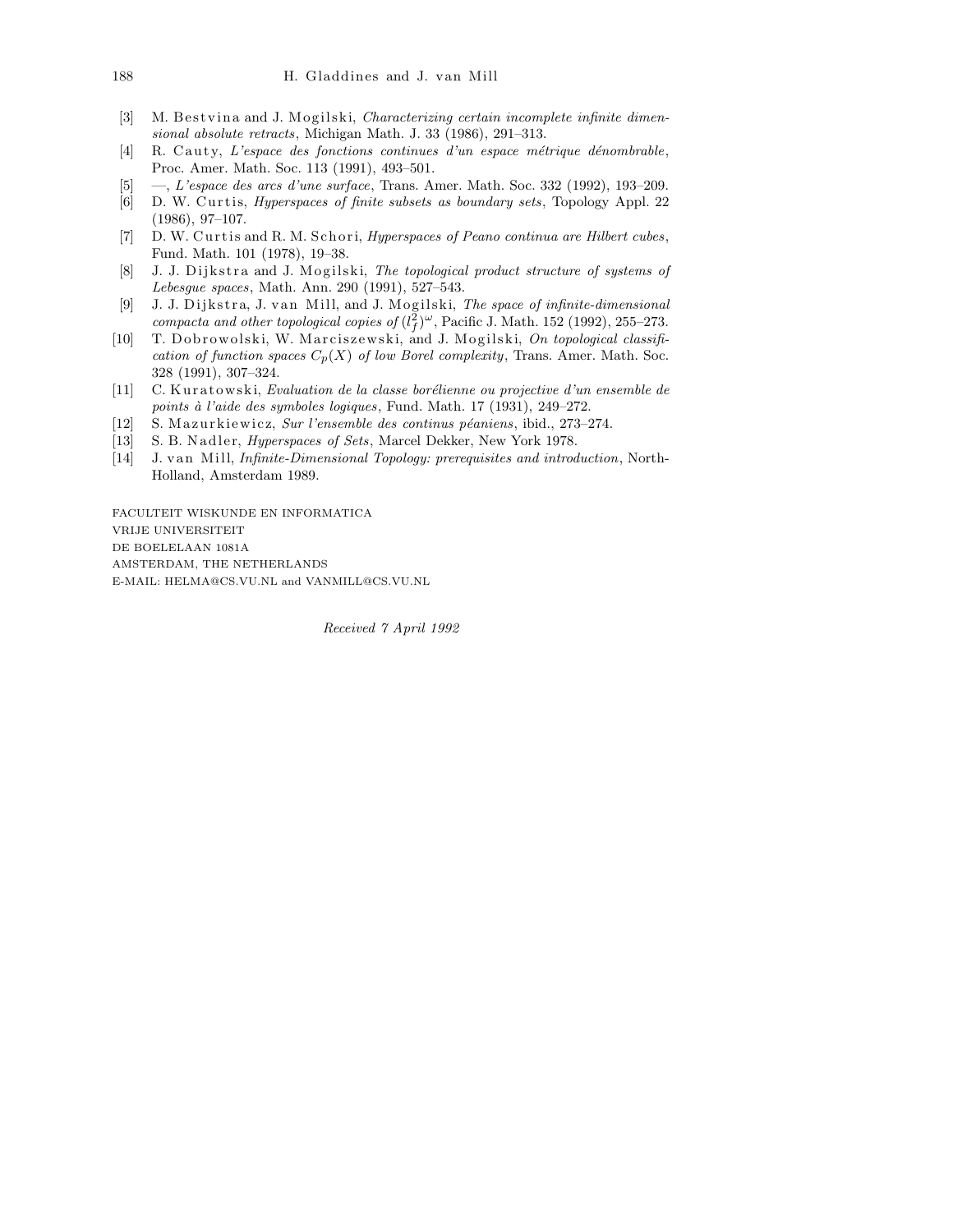[3] M. Bestvina and J. Mogilski, *Characterizing certain incomplete infinite dimensional absolute retracts*, Michigan Math. J. 33 (1986), 291–313.

[4] R. Cauty, *L'espace des fonctions continues d'un espace métrique dénombrable*, Proc. Amer. Math. Soc. 113 (1991), 493–501.

[5] —, *L'espace des arcs d'une surface*, Trans. Amer. Math. Soc. 332 (1992), 193–209.

[6] D. W. Curtis, *Hyperspaces of finite subsets as boundary sets*, Topology Appl. 22 (1986), 97–107.

[7] D. W. Curtis and R. M. Schori, *Hyperspaces of Peano continua are Hilbert cubes*, Fund. Math. 101 (1978), 19–38.

[8] J. J. Dijkstra and J. Mogilski, *The topological product structure of systems of Lebesgue spaces*, Math. Ann. 290 (1991), 527–543.

[9] J. J. Dijkstra, J. van Mill, and J. Mogilski, *The space of infinite-dimensional compacta and other topological copies of* $(l^2_f)^\omega$, Pacific J. Math. 152 (1992), 255–273.

[10] T. Dobrowolski, W. Marciszewski, and J. Mogilski, *On topological classification of function spaces* $C_p(X)$ *of low Borel complexity*, Trans. Amer. Math. Soc. 328 (1991), 307–324.

[11] C. Kuratowski, *Evaluation de la classe borélienne ou projective d'un ensemble de points à l'aide des symboles logiques*, Fund. Math. 17 (1931), 249–272.

[12] S. Mazurkiewicz, *Sur l'ensemble des continus péaniens*, ibid., 273–274.

[13] S. B. Nadler, *Hyperspaces of Sets*, Marcel Dekker, New York 1978.

[14] J. van Mill, *Infinite-Dimensional Topology: prerequisites and introduction*, North-Holland, Amsterdam 1989.

FACULTEIT WISKUNDE EN INFORMATICA
VRIJE UNIVERSITEIT
DE BOELELAAN 1081A
AMSTERDAM, THE NETHERLANDS
E-MAIL: HELMA@CS.VU.NL and VANMILL@CS.VU.NL

*Received 7 April 1992*